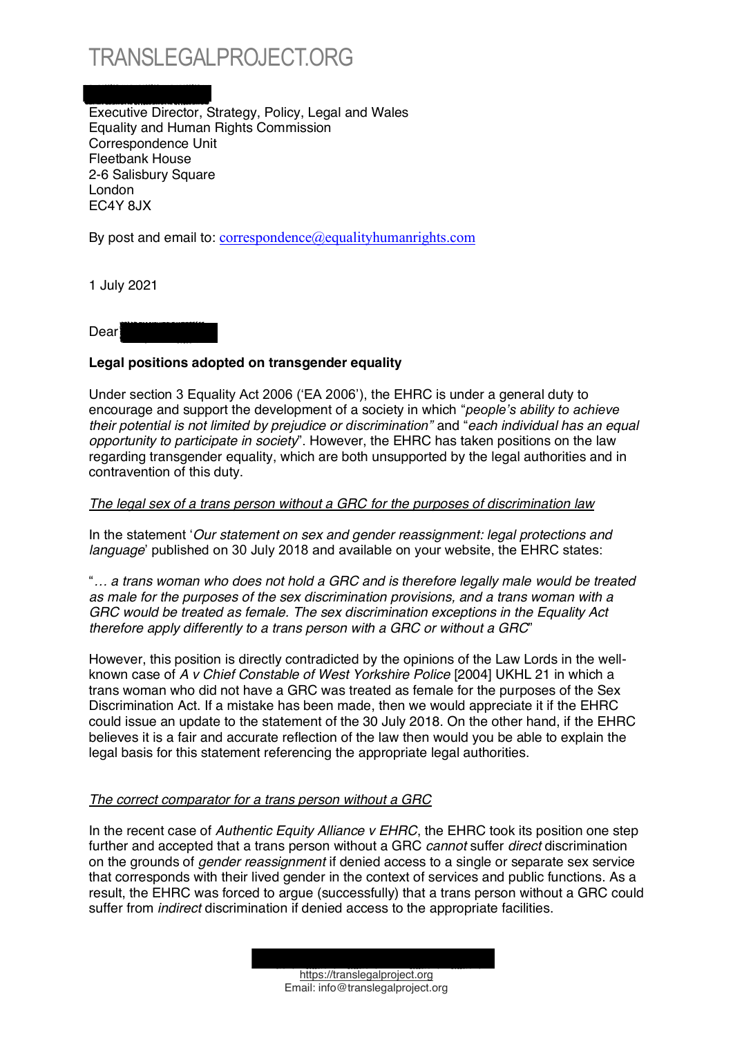# TRANSLEGALPROJECT.ORG

Executive Director, Strategy, Policy, Legal and Wales
Equality and Human Rights Commission
Correspondence Unit
Fleetbank House
2-6 Salisbury Square
London
EC4Y 8JX

By post and email to: correspondence@equalityhumanrights.com

1 July 2021

Dear

**Legal positions adopted on transgender equality**

Under section 3 Equality Act 2006 ('EA 2006'), the EHRC is under a general duty to encourage and support the development of a society in which "*people's ability to achieve their potential is not limited by prejudice or discrimination"* and "*each individual has an equal opportunity to participate in society*". However, the EHRC has taken positions on the law regarding transgender equality, which are both unsupported by the legal authorities and in contravention of this duty.

*The legal sex of a trans person without a GRC for the purposes of discrimination law*

In the statement '*Our statement on sex and gender reassignment: legal protections and language*' published on 30 July 2018 and available on your website, the EHRC states:

"*… a trans woman who does not hold a GRC and is therefore legally male would be treated as male for the purposes of the sex discrimination provisions, and a trans woman with a GRC would be treated as female. The sex discrimination exceptions in the Equality Act therefore apply differently to a trans person with a GRC or without a GRC*"

However, this position is directly contradicted by the opinions of the Law Lords in the well-known case of *A v Chief Constable of West Yorkshire Police* [2004] UKHL 21 in which a trans woman who did not have a GRC was treated as female for the purposes of the Sex Discrimination Act. If a mistake has been made, then we would appreciate it if the EHRC could issue an update to the statement of the 30 July 2018. On the other hand, if the EHRC believes it is a fair and accurate reflection of the law then would you be able to explain the legal basis for this statement referencing the appropriate legal authorities.

*The correct comparator for a trans person without a GRC*

In the recent case of *Authentic Equity Alliance v EHRC*, the EHRC took its position one step further and accepted that a trans person without a GRC *cannot* suffer *direct* discrimination on the grounds of *gender reassignment* if denied access to a single or separate sex service that corresponds with their lived gender in the context of services and public functions. As a result, the EHRC was forced to argue (successfully) that a trans person without a GRC could suffer from *indirect* discrimination if denied access to the appropriate facilities.

https://translegalproject.org
Email: info@translegalproject.org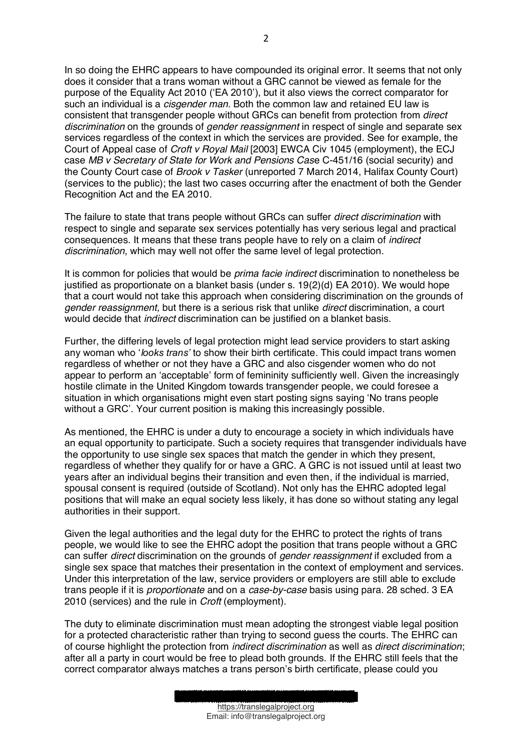In so doing the EHRC appears to have compounded its original error. It seems that not only does it consider that a trans woman without a GRC cannot be viewed as female for the purpose of the Equality Act 2010 ('EA 2010'), but it also views the correct comparator for such an individual is a *cisgender man*. Both the common law and retained EU law is consistent that transgender people without GRCs can benefit from protection from *direct discrimination* on the grounds of *gender reassignment* in respect of single and separate sex services regardless of the context in which the services are provided. See for example, the Court of Appeal case of *Croft v Royal Mail* [2003] EWCA Civ 1045 (employment), the ECJ case *MB v Secretary of State for Work and Pensions Case* C-451/16 (social security) and the County Court case of *Brook v Tasker* (unreported 7 March 2014, Halifax County Court) (services to the public); the last two cases occurring after the enactment of both the Gender Recognition Act and the EA 2010.

The failure to state that trans people without GRCs can suffer *direct discrimination* with respect to single and separate sex services potentially has very serious legal and practical consequences. It means that these trans people have to rely on a claim of *indirect discrimination*, which may well not offer the same level of legal protection.

It is common for policies that would be *prima facie indirect* discrimination to nonetheless be justified as proportionate on a blanket basis (under s. 19(2)(d) EA 2010). We would hope that a court would not take this approach when considering discrimination on the grounds of *gender reassignment*, but there is a serious risk that unlike *direct* discrimination, a court would decide that *indirect* discrimination can be justified on a blanket basis.

Further, the differing levels of legal protection might lead service providers to start asking any woman who '*looks trans*' to show their birth certificate. This could impact trans women regardless of whether or not they have a GRC and also cisgender women who do not appear to perform an 'acceptable' form of femininity sufficiently well. Given the increasingly hostile climate in the United Kingdom towards transgender people, we could foresee a situation in which organisations might even start posting signs saying 'No trans people without a GRC'. Your current position is making this increasingly possible.

As mentioned, the EHRC is under a duty to encourage a society in which individuals have an equal opportunity to participate. Such a society requires that transgender individuals have the opportunity to use single sex spaces that match the gender in which they present, regardless of whether they qualify for or have a GRC. A GRC is not issued until at least two years after an individual begins their transition and even then, if the individual is married, spousal consent is required (outside of Scotland). Not only has the EHRC adopted legal positions that will make an equal society less likely, it has done so without stating any legal authorities in their support.

Given the legal authorities and the legal duty for the EHRC to protect the rights of trans people, we would like to see the EHRC adopt the position that trans people without a GRC can suffer *direct* discrimination on the grounds of *gender reassignment* if excluded from a single sex space that matches their presentation in the context of employment and services. Under this interpretation of the law, service providers or employers are still able to exclude trans people if it is *proportionate* and on a *case-by-case* basis using para. 28 sched. 3 EA 2010 (services) and the rule in *Croft* (employment).

The duty to eliminate discrimination must mean adopting the strongest viable legal position for a protected characteristic rather than trying to second guess the courts. The EHRC can of course highlight the protection from *indirect discrimination* as well as *direct discrimination*; after all a party in court would be free to plead both grounds. If the EHRC still feels that the correct comparator always matches a trans person's birth certificate, please could you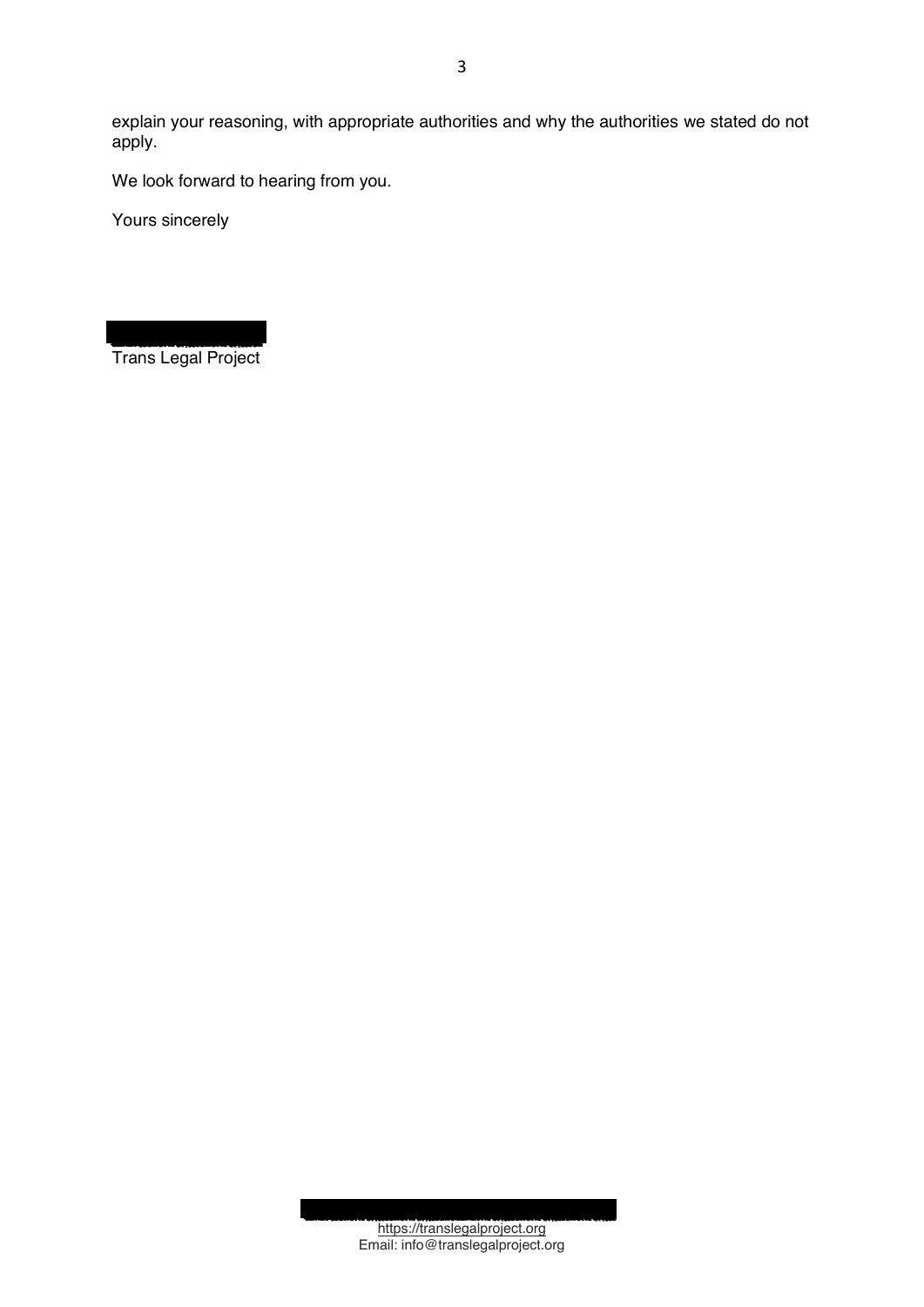explain your reasoning, with appropriate authorities and why the authorities we stated do not apply.

We look forward to hearing from you.

Yours sincerely

Trans Legal Project

https://translegalproject.org
Email: info@translegalproject.org